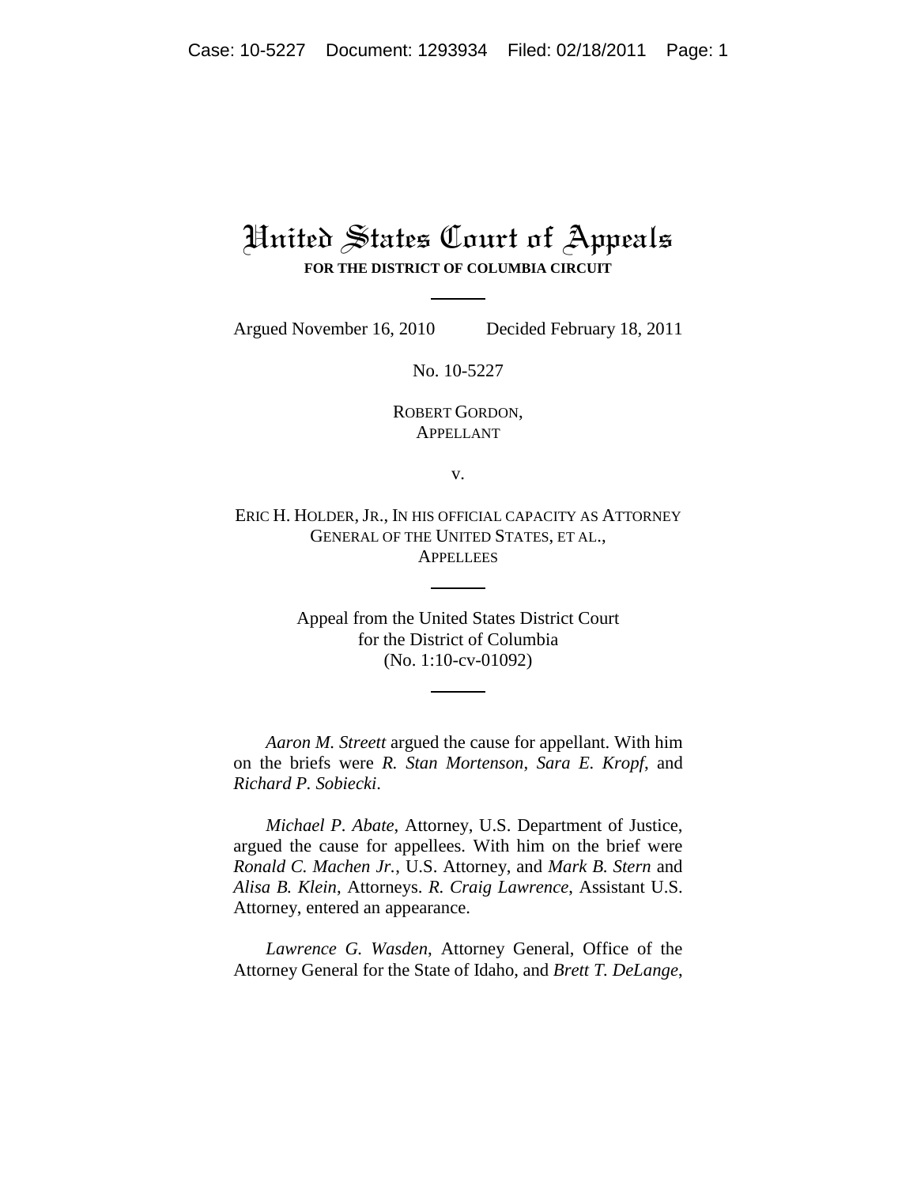# United States Court of Appeals

**FOR THE DISTRICT OF COLUMBIA CIRCUIT**

Argued November 16, 2010 Decided February 18, 2011

No. 10-5227

ROBERT GORDON,
APPELLANT

v.

ERIC H. HOLDER, JR., IN HIS OFFICIAL CAPACITY AS ATTORNEY GENERAL OF THE UNITED STATES, ET AL.,
APPELLEES

Appeal from the United States District Court
for the District of Columbia
(No. 1:10-cv-01092)

*Aaron M. Streett* argued the cause for appellant. With him on the briefs were *R. Stan Mortenson*, *Sara E. Kropf*, and *Richard P. Sobiecki*.

*Michael P. Abate*, Attorney, U.S. Department of Justice, argued the cause for appellees. With him on the brief were *Ronald C. Machen Jr.*, U.S. Attorney, and *Mark B. Stern* and *Alisa B. Klein*, Attorneys. *R. Craig Lawrence*, Assistant U.S. Attorney, entered an appearance.

*Lawrence G. Wasden*, Attorney General, Office of the Attorney General for the State of Idaho, and *Brett T. DeLange*,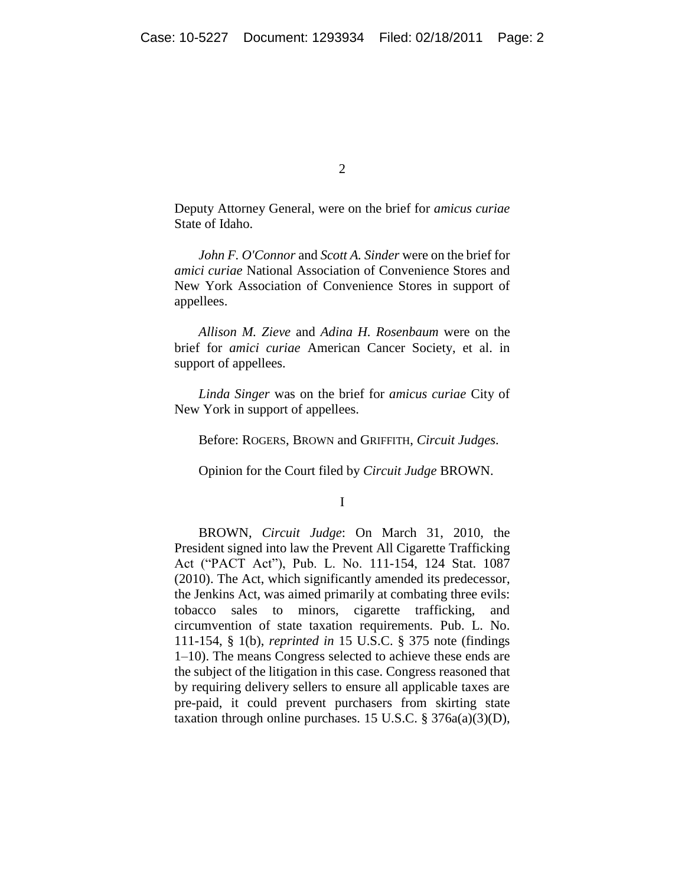Deputy Attorney General, were on the brief for *amicus curiae* State of Idaho.

*John F. O'Connor* and *Scott A. Sinder* were on the brief for *amici curiae* National Association of Convenience Stores and New York Association of Convenience Stores in support of appellees.

*Allison M. Zieve* and *Adina H. Rosenbaum* were on the brief for *amici curiae* American Cancer Society, et al. in support of appellees.

*Linda Singer* was on the brief for *amicus curiae* City of New York in support of appellees.

Before: ROGERS, BROWN and GRIFFITH, *Circuit Judges*.

Opinion for the Court filed by *Circuit Judge* BROWN.

# I

BROWN, *Circuit Judge*: On March 31, 2010, the President signed into law the Prevent All Cigarette Trafficking Act ("PACT Act"), Pub. L. No. 111-154, 124 Stat. 1087 (2010). The Act, which significantly amended its predecessor, the Jenkins Act, was aimed primarily at combating three evils: tobacco sales to minors, cigarette trafficking, and circumvention of state taxation requirements. Pub. L. No. 111-154, § 1(b), *reprinted in* 15 U.S.C. § 375 note (findings 1–10). The means Congress selected to achieve these ends are the subject of the litigation in this case. Congress reasoned that by requiring delivery sellers to ensure all applicable taxes are pre-paid, it could prevent purchasers from skirting state taxation through online purchases. 15 U.S.C. § 376a(a)(3)(D),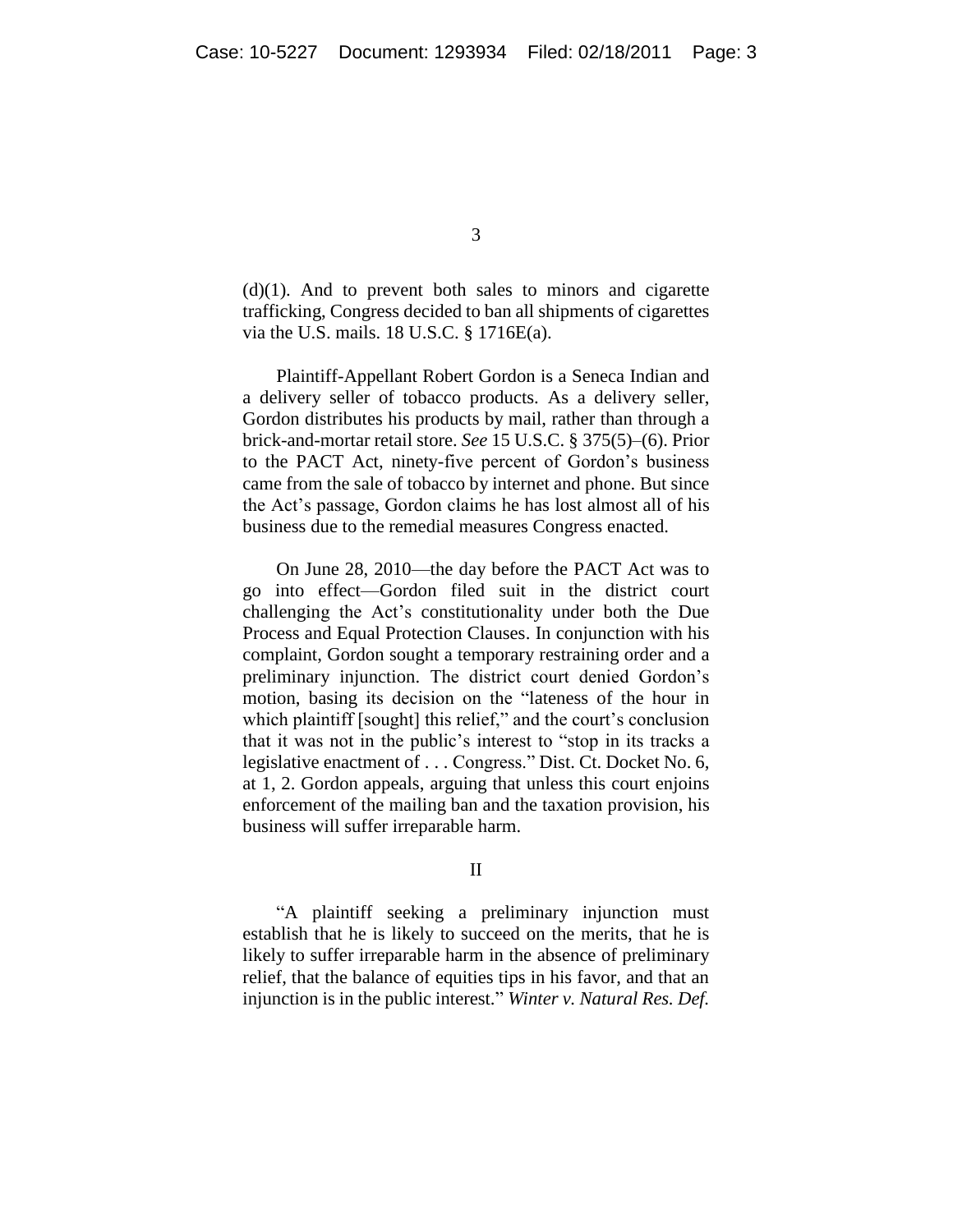(d)(1). And to prevent both sales to minors and cigarette trafficking, Congress decided to ban all shipments of cigarettes via the U.S. mails. 18 U.S.C. § 1716E(a).

Plaintiff-Appellant Robert Gordon is a Seneca Indian and a delivery seller of tobacco products. As a delivery seller, Gordon distributes his products by mail, rather than through a brick-and-mortar retail store. *See* 15 U.S.C. § 375(5)–(6). Prior to the PACT Act, ninety-five percent of Gordon's business came from the sale of tobacco by internet and phone. But since the Act's passage, Gordon claims he has lost almost all of his business due to the remedial measures Congress enacted.

On June 28, 2010—the day before the PACT Act was to go into effect—Gordon filed suit in the district court challenging the Act's constitutionality under both the Due Process and Equal Protection Clauses. In conjunction with his complaint, Gordon sought a temporary restraining order and a preliminary injunction. The district court denied Gordon's motion, basing its decision on the "lateness of the hour in which plaintiff [sought] this relief," and the court's conclusion that it was not in the public's interest to "stop in its tracks a legislative enactment of . . . Congress." Dist. Ct. Docket No. 6, at 1, 2. Gordon appeals, arguing that unless this court enjoins enforcement of the mailing ban and the taxation provision, his business will suffer irreparable harm.

## II

"A plaintiff seeking a preliminary injunction must establish that he is likely to succeed on the merits, that he is likely to suffer irreparable harm in the absence of preliminary relief, that the balance of equities tips in his favor, and that an injunction is in the public interest." *Winter v. Natural Res. Def.*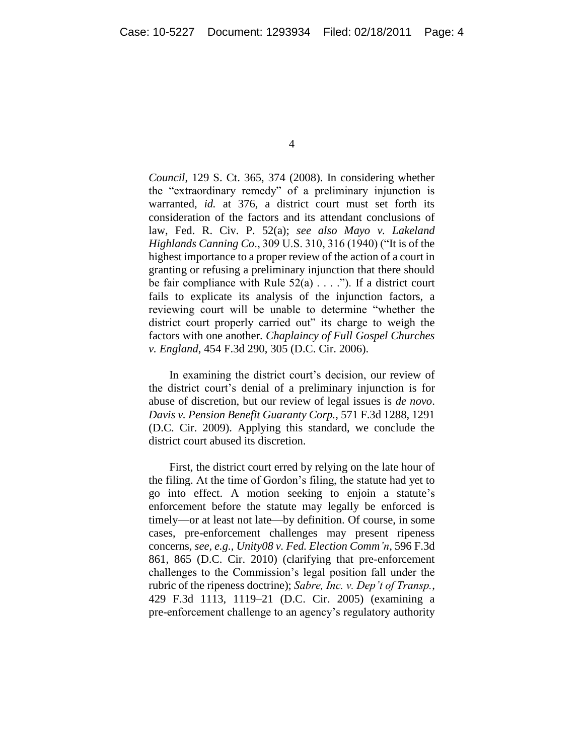*Council*, 129 S. Ct. 365, 374 (2008). In considering whether the "extraordinary remedy" of a preliminary injunction is warranted, *id.* at 376, a district court must set forth its consideration of the factors and its attendant conclusions of law, Fed. R. Civ. P. 52(a); *see also Mayo v. Lakeland Highlands Canning Co*., 309 U.S. 310, 316 (1940) ("It is of the highest importance to a proper review of the action of a court in granting or refusing a preliminary injunction that there should be fair compliance with Rule 52(a) . . . ."). If a district court fails to explicate its analysis of the injunction factors, a reviewing court will be unable to determine "whether the district court properly carried out" its charge to weigh the factors with one another. *Chaplaincy of Full Gospel Churches v. England*, 454 F.3d 290, 305 (D.C. Cir. 2006).

In examining the district court's decision, our review of the district court's denial of a preliminary injunction is for abuse of discretion, but our review of legal issues is *de novo*. *Davis v. Pension Benefit Guaranty Corp.*, 571 F.3d 1288, 1291 (D.C. Cir. 2009). Applying this standard, we conclude the district court abused its discretion.

First, the district court erred by relying on the late hour of the filing. At the time of Gordon's filing, the statute had yet to go into effect. A motion seeking to enjoin a statute's enforcement before the statute may legally be enforced is timely—or at least not late—by definition. Of course, in some cases, pre-enforcement challenges may present ripeness concerns, *see, e.g.*, *Unity08 v. Fed. Election Comm'n*, 596 F.3d 861, 865 (D.C. Cir. 2010) (clarifying that pre-enforcement challenges to the Commission's legal position fall under the rubric of the ripeness doctrine); *Sabre, Inc. v. Dep't of Transp.*, 429 F.3d 1113, 1119–21 (D.C. Cir. 2005) (examining a pre-enforcement challenge to an agency's regulatory authority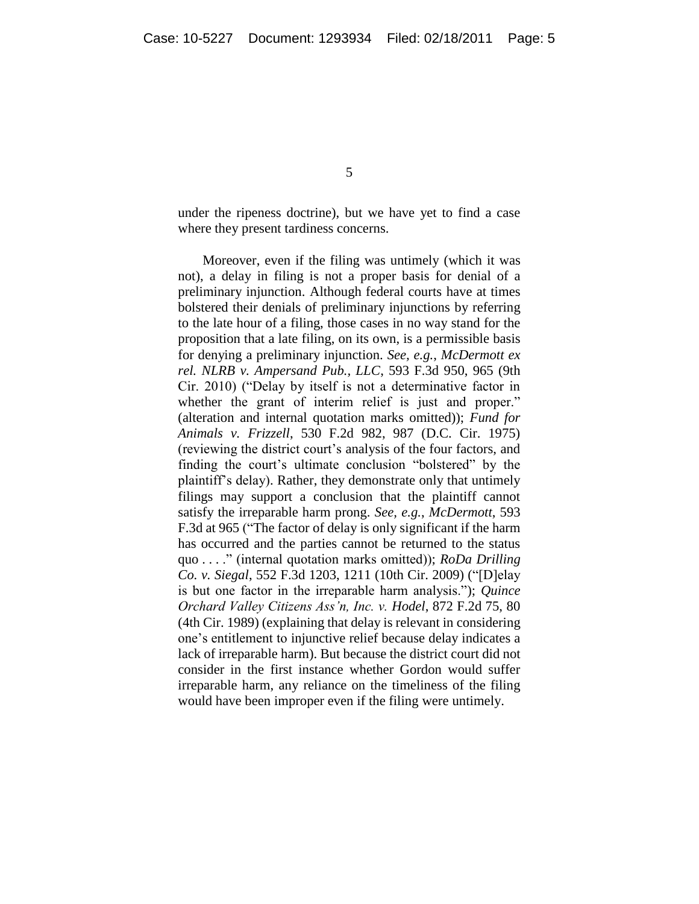under the ripeness doctrine), but we have yet to find a case where they present tardiness concerns.

Moreover, even if the filing was untimely (which it was not), a delay in filing is not a proper basis for denial of a preliminary injunction. Although federal courts have at times bolstered their denials of preliminary injunctions by referring to the late hour of a filing, those cases in no way stand for the proposition that a late filing, on its own, is a permissible basis for denying a preliminary injunction. *See, e.g.*, *McDermott ex rel. NLRB v. Ampersand Pub., LLC*, 593 F.3d 950, 965 (9th Cir. 2010) ("Delay by itself is not a determinative factor in whether the grant of interim relief is just and proper." (alteration and internal quotation marks omitted)); *Fund for Animals v. Frizzell*, 530 F.2d 982, 987 (D.C. Cir. 1975) (reviewing the district court's analysis of the four factors, and finding the court's ultimate conclusion "bolstered" by the plaintiff's delay). Rather, they demonstrate only that untimely filings may support a conclusion that the plaintiff cannot satisfy the irreparable harm prong. *See, e.g.*, *McDermott*, 593 F.3d at 965 ("The factor of delay is only significant if the harm has occurred and the parties cannot be returned to the status quo . . . ." (internal quotation marks omitted)); *RoDa Drilling Co. v. Siegal*, 552 F.3d 1203, 1211 (10th Cir. 2009) ("[D]elay is but one factor in the irreparable harm analysis."); *Quince Orchard Valley Citizens Ass'n, Inc. v. Hodel*, 872 F.2d 75, 80 (4th Cir. 1989) (explaining that delay is relevant in considering one's entitlement to injunctive relief because delay indicates a lack of irreparable harm). But because the district court did not consider in the first instance whether Gordon would suffer irreparable harm, any reliance on the timeliness of the filing would have been improper even if the filing were untimely.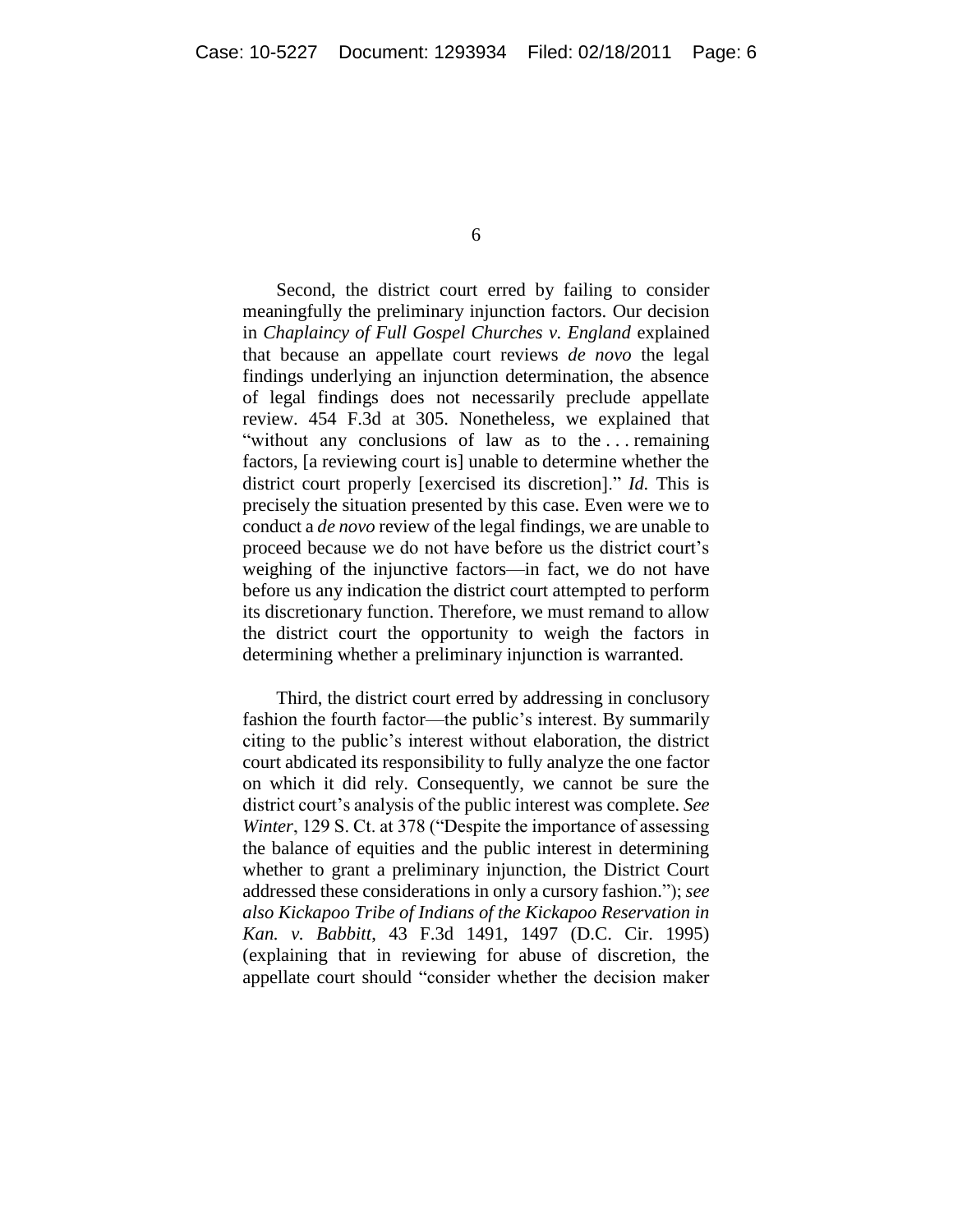Second, the district court erred by failing to consider meaningfully the preliminary injunction factors. Our decision in *Chaplaincy of Full Gospel Churches v. England* explained that because an appellate court reviews *de novo* the legal findings underlying an injunction determination, the absence of legal findings does not necessarily preclude appellate review. 454 F.3d at 305. Nonetheless, we explained that "without any conclusions of law as to the . . . remaining factors, [a reviewing court is] unable to determine whether the district court properly [exercised its discretion]." *Id.* This is precisely the situation presented by this case. Even were we to conduct a *de novo* review of the legal findings, we are unable to proceed because we do not have before us the district court's weighing of the injunctive factors—in fact, we do not have before us any indication the district court attempted to perform its discretionary function. Therefore, we must remand to allow the district court the opportunity to weigh the factors in determining whether a preliminary injunction is warranted.

Third, the district court erred by addressing in conclusory fashion the fourth factor—the public's interest. By summarily citing to the public's interest without elaboration, the district court abdicated its responsibility to fully analyze the one factor on which it did rely. Consequently, we cannot be sure the district court's analysis of the public interest was complete. *See Winter*, 129 S. Ct. at 378 ("Despite the importance of assessing the balance of equities and the public interest in determining whether to grant a preliminary injunction, the District Court addressed these considerations in only a cursory fashion."); *see also Kickapoo Tribe of Indians of the Kickapoo Reservation in Kan. v. Babbitt*, 43 F.3d 1491, 1497 (D.C. Cir. 1995) (explaining that in reviewing for abuse of discretion, the appellate court should "consider whether the decision maker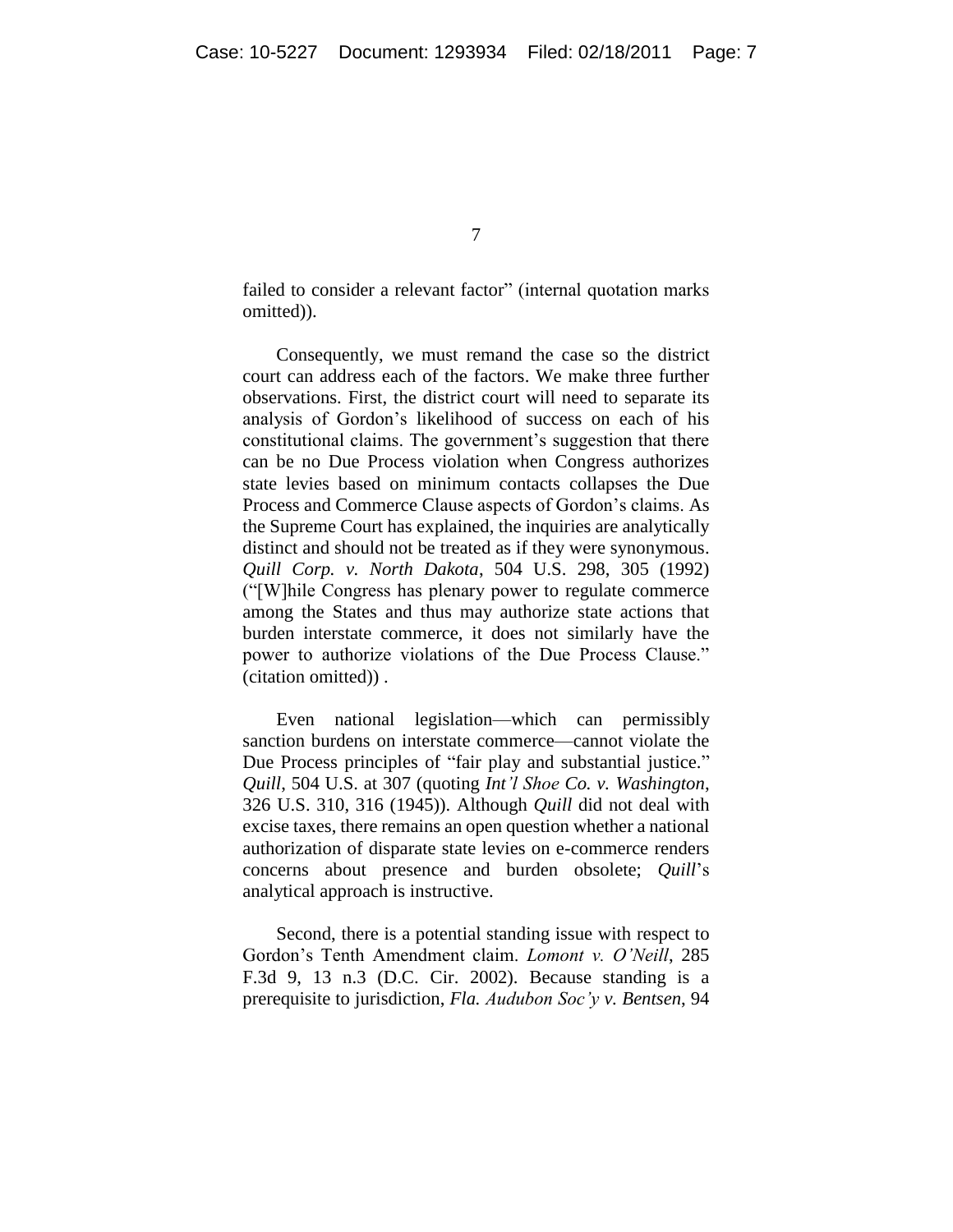failed to consider a relevant factor" (internal quotation marks omitted)).

Consequently, we must remand the case so the district court can address each of the factors. We make three further observations. First, the district court will need to separate its analysis of Gordon's likelihood of success on each of his constitutional claims. The government's suggestion that there can be no Due Process violation when Congress authorizes state levies based on minimum contacts collapses the Due Process and Commerce Clause aspects of Gordon's claims. As the Supreme Court has explained, the inquiries are analytically distinct and should not be treated as if they were synonymous. *Quill Corp. v. North Dakota*, 504 U.S. 298, 305 (1992) ("[W]hile Congress has plenary power to regulate commerce among the States and thus may authorize state actions that burden interstate commerce, it does not similarly have the power to authorize violations of the Due Process Clause." (citation omitted)) .

Even national legislation—which can permissibly sanction burdens on interstate commerce—cannot violate the Due Process principles of "fair play and substantial justice." *Quill*, 504 U.S. at 307 (quoting *Int'l Shoe Co. v. Washington*, 326 U.S. 310, 316 (1945)). Although *Quill* did not deal with excise taxes, there remains an open question whether a national authorization of disparate state levies on e-commerce renders concerns about presence and burden obsolete; *Quill*'s analytical approach is instructive.

Second, there is a potential standing issue with respect to Gordon's Tenth Amendment claim. *Lomont v. O'Neill*, 285 F.3d 9, 13 n.3 (D.C. Cir. 2002). Because standing is a prerequisite to jurisdiction, *Fla. Audubon Soc'y v. Bentsen*, 94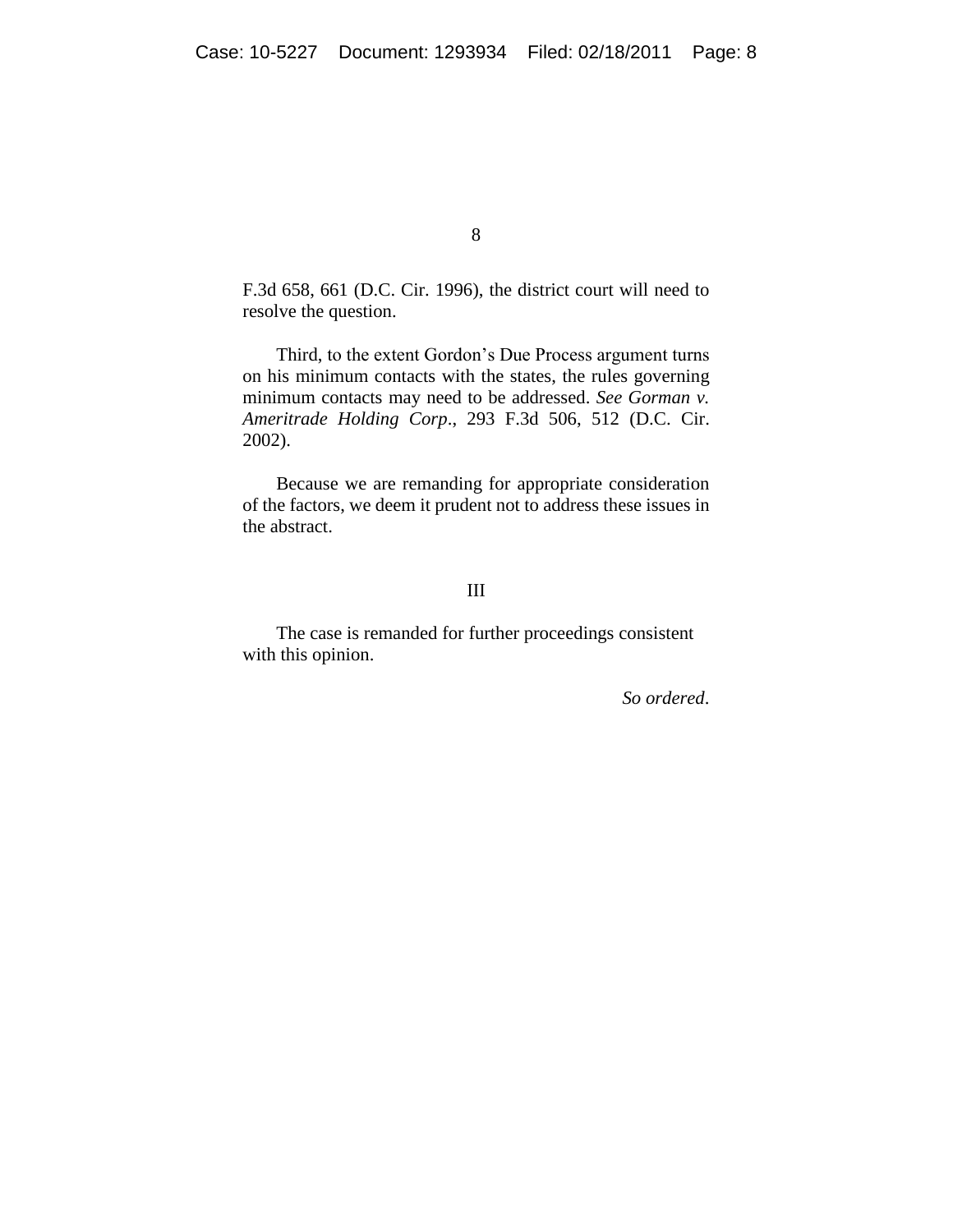F.3d 658, 661 (D.C. Cir. 1996), the district court will need to resolve the question.

Third, to the extent Gordon's Due Process argument turns on his minimum contacts with the states, the rules governing minimum contacts may need to be addressed. *See Gorman v. Ameritrade Holding Corp*., 293 F.3d 506, 512 (D.C. Cir. 2002).

Because we are remanding for appropriate consideration of the factors, we deem it prudent not to address these issues in the abstract.

## III

The case is remanded for further proceedings consistent with this opinion.

*So ordered*.